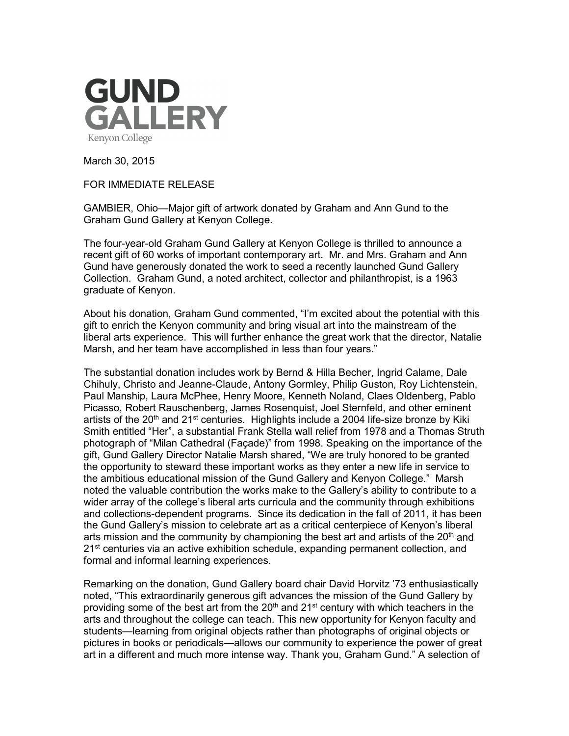# GUND GALLERY

Kenyon College

March 30, 2015

FOR IMMEDIATE RELEASE

GAMBIER, Ohio—Major gift of artwork donated by Graham and Ann Gund to the Graham Gund Gallery at Kenyon College.

The four-year-old Graham Gund Gallery at Kenyon College is thrilled to announce a recent gift of 60 works of important contemporary art. Mr. and Mrs. Graham and Ann Gund have generously donated the work to seed a recently launched Gund Gallery Collection. Graham Gund, a noted architect, collector and philanthropist, is a 1963 graduate of Kenyon.

About his donation, Graham Gund commented, "I'm excited about the potential with this gift to enrich the Kenyon community and bring visual art into the mainstream of the liberal arts experience. This will further enhance the great work that the director, Natalie Marsh, and her team have accomplished in less than four years."

The substantial donation includes work by Bernd & Hilla Becher, Ingrid Calame, Dale Chihuly, Christo and Jeanne-Claude, Antony Gormley, Philip Guston, Roy Lichtenstein, Paul Manship, Laura McPhee, Henry Moore, Kenneth Noland, Claes Oldenberg, Pablo Picasso, Robert Rauschenberg, James Rosenquist, Joel Sternfeld, and other eminent artists of the 20th and 21st centuries. Highlights include a 2004 life-size bronze by Kiki Smith entitled "Her", a substantial Frank Stella wall relief from 1978 and a Thomas Struth photograph of "Milan Cathedral (Façade)" from 1998. Speaking on the importance of the gift, Gund Gallery Director Natalie Marsh shared, "We are truly honored to be granted the opportunity to steward these important works as they enter a new life in service to the ambitious educational mission of the Gund Gallery and Kenyon College." Marsh noted the valuable contribution the works make to the Gallery's ability to contribute to a wider array of the college's liberal arts curricula and the community through exhibitions and collections-dependent programs. Since its dedication in the fall of 2011, it has been the Gund Gallery's mission to celebrate art as a critical centerpiece of Kenyon's liberal arts mission and the community by championing the best art and artists of the 20th and 21st centuries via an active exhibition schedule, expanding permanent collection, and formal and informal learning experiences.

Remarking on the donation, Gund Gallery board chair David Horvitz '73 enthusiastically noted, "This extraordinarily generous gift advances the mission of the Gund Gallery by providing some of the best art from the 20th and 21st century with which teachers in the arts and throughout the college can teach. This new opportunity for Kenyon faculty and students—learning from original objects rather than photographs of original objects or pictures in books or periodicals—allows our community to experience the power of great art in a different and much more intense way. Thank you, Graham Gund." A selection of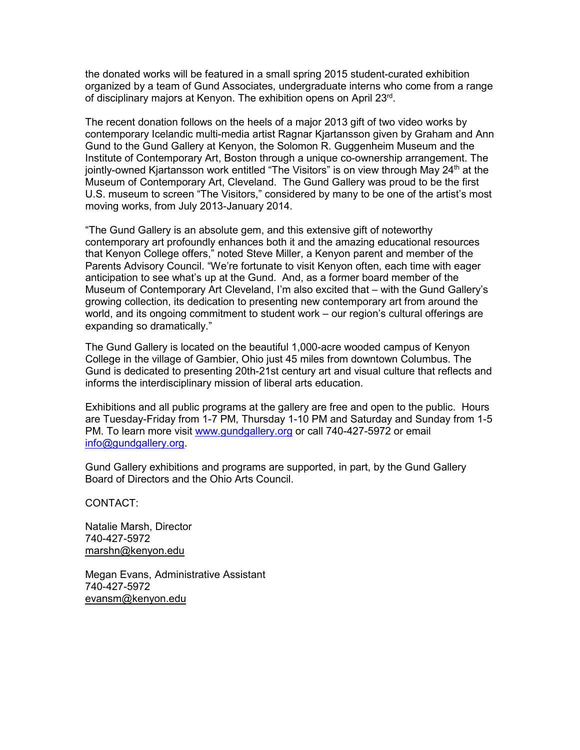the donated works will be featured in a small spring 2015 student-curated exhibition organized by a team of Gund Associates, undergraduate interns who come from a range of disciplinary majors at Kenyon. The exhibition opens on April 23rd.

The recent donation follows on the heels of a major 2013 gift of two video works by contemporary Icelandic multi-media artist Ragnar Kjartansson given by Graham and Ann Gund to the Gund Gallery at Kenyon, the Solomon R. Guggenheim Museum and the Institute of Contemporary Art, Boston through a unique co-ownership arrangement. The jointly-owned Kjartansson work entitled "The Visitors" is on view through May 24th at the Museum of Contemporary Art, Cleveland. The Gund Gallery was proud to be the first U.S. museum to screen "The Visitors," considered by many to be one of the artist's most moving works, from July 2013-January 2014.

"The Gund Gallery is an absolute gem, and this extensive gift of noteworthy contemporary art profoundly enhances both it and the amazing educational resources that Kenyon College offers," noted Steve Miller, a Kenyon parent and member of the Parents Advisory Council. "We're fortunate to visit Kenyon often, each time with eager anticipation to see what's up at the Gund. And, as a former board member of the Museum of Contemporary Art Cleveland, I'm also excited that – with the Gund Gallery's growing collection, its dedication to presenting new contemporary art from around the world, and its ongoing commitment to student work – our region's cultural offerings are expanding so dramatically."

The Gund Gallery is located on the beautiful 1,000-acre wooded campus of Kenyon College in the village of Gambier, Ohio just 45 miles from downtown Columbus. The Gund is dedicated to presenting 20th-21st century art and visual culture that reflects and informs the interdisciplinary mission of liberal arts education.

Exhibitions and all public programs at the gallery are free and open to the public. Hours are Tuesday-Friday from 1-7 PM, Thursday 1-10 PM and Saturday and Sunday from 1-5 PM. To learn more visit www.gundgallery.org or call 740-427-5972 or email info@gundgallery.org.

Gund Gallery exhibitions and programs are supported, in part, by the Gund Gallery Board of Directors and the Ohio Arts Council.

CONTACT:

Natalie Marsh, Director
740-427-5972
marshn@kenyon.edu

Megan Evans, Administrative Assistant
740-427-5972
evansm@kenyon.edu